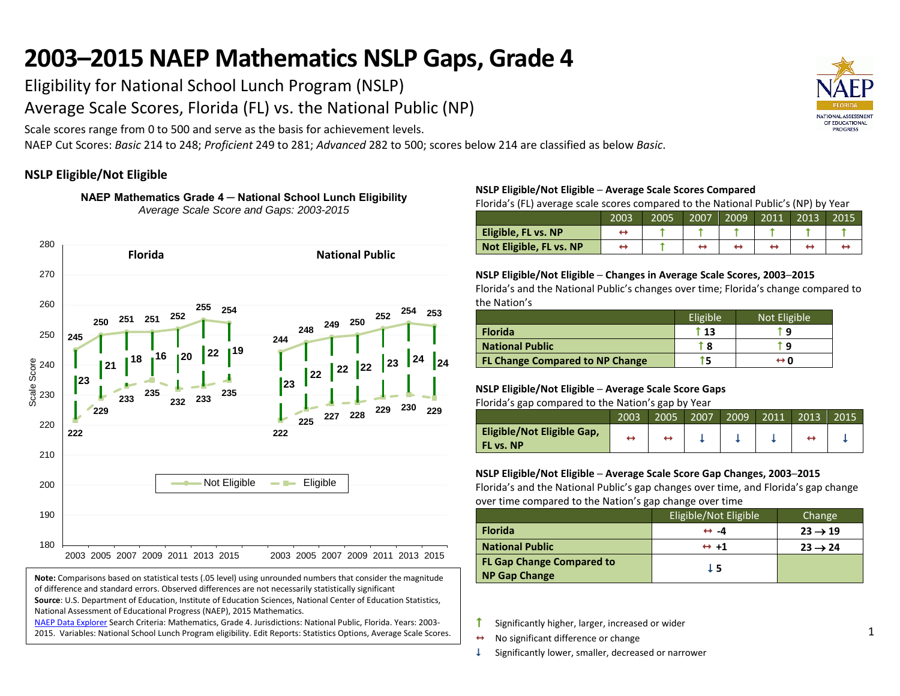# 2003–2015 NAEP Mathematics NSLP Gaps, Grade 4

Eligibility for National School Lunch Program (NSLP)

Average Scale Scores, Florida (FL) vs. the National Public (NP)

Scale scores range from 0 to 500 and serve as the basis for achievement levels.

NAEP Cut Scores: *Basic* 214 to 248; *Proficient* 249 to 281; *Advanced* 282 to 500; scores below 214 are classified as below *Basic*.

## NSLP Eligible/Not Eligible

**NAEP Mathematics Grade 4 ─ National School Lunch Eligibility**

*Average Scale Score and Gaps: 2003-2015*

| | Florida | | | National Public | | |
|---|---|---|---|---|---|---|
| Year | Not Eligible | Eligible | Gap | Not Eligible | Eligible | Gap |
| 2003 | 245 | 222 | 23 | 244 | 222 | 23 |
| 2005 | 250 | 229 | 21 | 248 | 225 | 22 |
| 2007 | 251 | 233 | 18 | 249 | 227 | 22 |
| 2009 | 251 | 235 | 16 | 250 | 228 | 22 |
| 2011 | 252 | 232 | 20 | 252 | 229 | 23 |
| 2013 | 255 | 233 | 22 | 254 | 230 | 24 |
| 2015 | 254 | 235 | 19 | 253 | 229 | 24 |

**Note:** Comparisons based on statistical tests (.05 level) using unrounded numbers that consider the magnitude of difference and standard errors. Observed differences are not necessarily statistically significant

**Source**: U.S. Department of Education, Institute of Education Sciences, National Center of Education Statistics, National Assessment of Educational Progress (NAEP), 2015 Mathematics.

NAEP Data Explorer Search Criteria: Mathematics, Grade 4. Jurisdictions: National Public, Florida. Years: 2003-2015. Variables: National School Lunch Program eligibility. Edit Reports: Statistics Options, Average Scale Scores.

**NSLP Eligible/Not Eligible** – **Average Scale Scores Compared**

Florida's (FL) average scale scores compared to the National Public's (NP) by Year

| | 2003 | 2005 | 2007 | 2009 | 2011 | 2013 | 2015 |
|---|---|---|---|---|---|---|---|
| **Eligible, FL vs. NP** | ↔ | ↑ | ↑ | ↑ | ↑ | ↑ | ↑ |
| **Not Eligible, FL vs. NP** | ↔ | ↑ | ↔ | ↔ | ↔ | ↔ | ↔ |

**NSLP Eligible/Not Eligible** – **Changes in Average Scale Scores, 2003–2015**

Florida's and the National Public's changes over time; Florida's change compared to the Nation's

| | Eligible | Not Eligible |
|---|---|---|
| **Florida** | ↑ 13 | ↑ 9 |
| **National Public** | ↑ 8 | ↑ 9 |
| **FL Change Compared to NP Change** | ↑5 | ↔ 0 |

**NSLP Eligible/Not Eligible** – **Average Scale Score Gaps**

Florida's gap compared to the Nation's gap by Year

| | 2003 | 2005 | 2007 | 2009 | 2011 | 2013 | 2015 |
|---|---|---|---|---|---|---|---|
| **Eligible/Not Eligible Gap, FL vs. NP** | ↔ | ↔ | ↓ | ↓ | ↓ | ↔ | ↓ |

**NSLP Eligible/Not Eligible** – **Average Scale Score Gap Changes, 2003–2015**

Florida's and the National Public's gap changes over time, and Florida's gap change over time compared to the Nation's gap change over time

| | Eligible/Not Eligible | Change |
|---|---|---|
| **Florida** | ↔ -4 | 23 → 19 |
| **National Public** | ↔ +1 | 23 → 24 |
| **FL Gap Change Compared to NP Gap Change** | ↓ 5 | |

↑ Significantly higher, larger, increased or wider

↔ No significant difference or change

↓ Significantly lower, smaller, decreased or narrower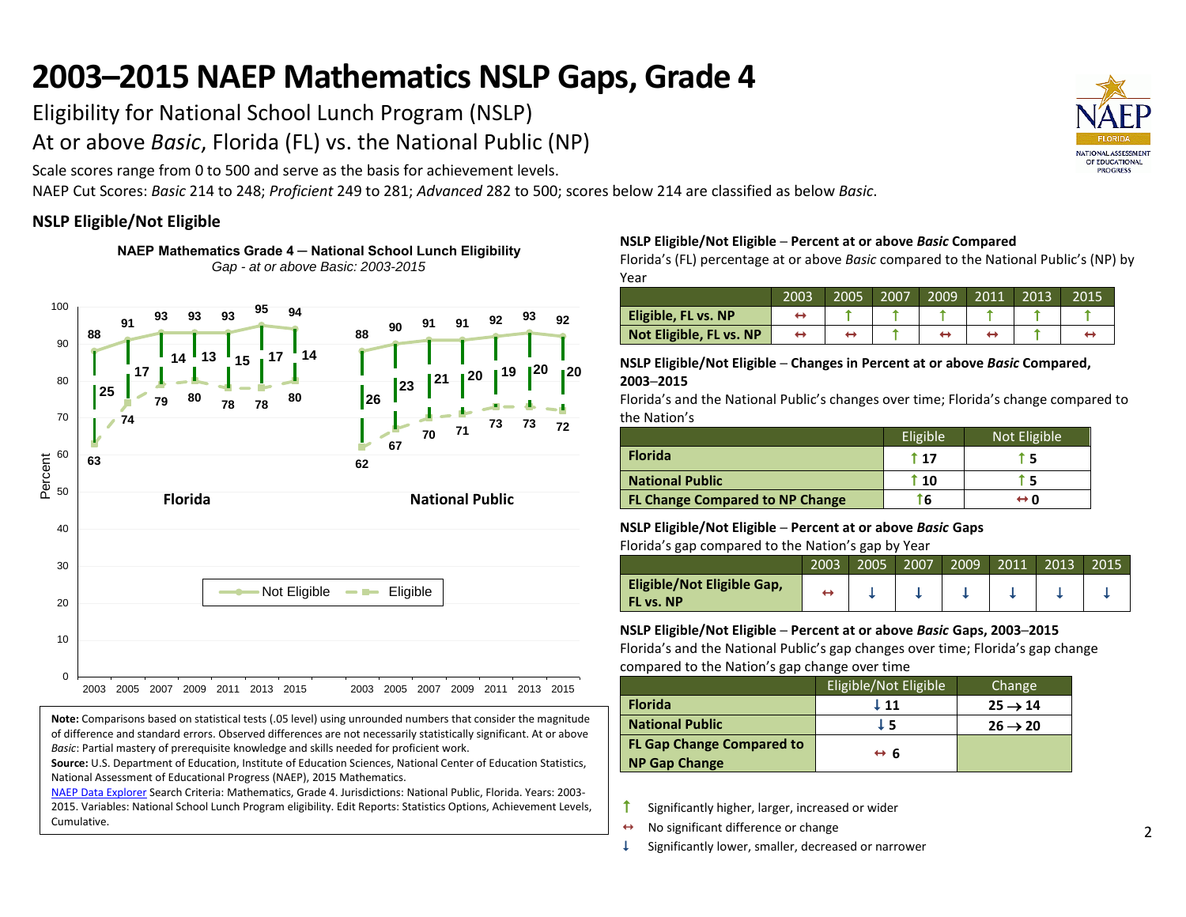# 2003–2015 NAEP Mathematics NSLP Gaps, Grade 4

Eligibility for National School Lunch Program (NSLP)

At or above *Basic*, Florida (FL) vs. the National Public (NP)

Scale scores range from 0 to 500 and serve as the basis for achievement levels.

NAEP Cut Scores: *Basic* 214 to 248; *Proficient* 249 to 281; *Advanced* 282 to 500; scores below 214 are classified as below *Basic*.

## NSLP Eligible/Not Eligible

**NAEP Mathematics Grade 4 — National School Lunch Eligibility**
*Gap - at or above Basic: 2003-2015*

| | Year | Not Eligible | Eligible | Gap |
|---|---|---|---|---|
| Florida | 2003 | 88 | 63 | 25 |
| Florida | 2005 | 91 | 74 | 17 |
| Florida | 2007 | 93 | 79 | 14 |
| Florida | 2009 | 93 | 80 | 13 |
| Florida | 2011 | 93 | 78 | 15 |
| Florida | 2013 | 95 | 78 | 17 |
| Florida | 2015 | 94 | 80 | 14 |
| National Public | 2003 | 88 | 62 | 26 |
| National Public | 2005 | 90 | 67 | 23 |
| National Public | 2007 | 91 | 70 | 21 |
| National Public | 2009 | 91 | 71 | 20 |
| National Public | 2011 | 92 | 73 | 19 |
| National Public | 2013 | 93 | 73 | 20 |
| National Public | 2015 | 92 | 72 | 20 |

**Note:** Comparisons based on statistical tests (.05 level) using unrounded numbers that consider the magnitude of difference and standard errors. Observed differences are not necessarily statistically significant. At or above *Basic*: Partial mastery of prerequisite knowledge and skills needed for proficient work.

**Source:** U.S. Department of Education, Institute of Education Sciences, National Center of Education Statistics, National Assessment of Educational Progress (NAEP), 2015 Mathematics.

NAEP Data Explorer Search Criteria: Mathematics, Grade 4. Jurisdictions: National Public, Florida. Years: 2003-2015. Variables: National School Lunch Program eligibility. Edit Reports: Statistics Options, Achievement Levels, Cumulative.

**NSLP Eligible/Not Eligible – Percent at or above *Basic* Compared**

Florida's (FL) percentage at or above *Basic* compared to the National Public's (NP) by Year

| | 2003 | 2005 | 2007 | 2009 | 2011 | 2013 | 2015 |
|---|---|---|---|---|---|---|---|
| **Eligible, FL vs. NP** | ↔ | ↑ | ↑ | ↑ | ↑ | ↑ | ↑ |
| **Not Eligible, FL vs. NP** | ↔ | ↔ | ↑ | ↔ | ↔ | ↑ | ↔ |

**NSLP Eligible/Not Eligible – Changes in Percent at or above *Basic* Compared, 2003–2015**

Florida's and the National Public's changes over time; Florida's change compared to the Nation's

| | Eligible | Not Eligible |
|---|---|---|
| **Florida** | ↑ 17 | ↑ 5 |
| **National Public** | ↑ 10 | ↑ 5 |
| **FL Change Compared to NP Change** | ↑ 6 | ↔ 0 |

**NSLP Eligible/Not Eligible – Percent at or above *Basic* Gaps**

Florida's gap compared to the Nation's gap by Year

| | 2003 | 2005 | 2007 | 2009 | 2011 | 2013 | 2015 |
|---|---|---|---|---|---|---|---|
| **Eligible/Not Eligible Gap, FL vs. NP** | ↔ | ↓ | ↓ | ↓ | ↓ | ↓ | ↓ |

**NSLP Eligible/Not Eligible – Percent at or above *Basic* Gaps, 2003–2015**

Florida's and the National Public's gap changes over time; Florida's gap change compared to the Nation's gap change over time

| | Eligible/Not Eligible | Change |
|---|---|---|
| **Florida** | ↓ 11 | 25 → 14 |
| **National Public** | ↓ 5 | 26 → 20 |
| **FL Gap Change Compared to NP Gap Change** | ↔ 6 | |

↑ Significantly higher, larger, increased or wider

↔ No significant difference or change

↓ Significantly lower, smaller, decreased or narrower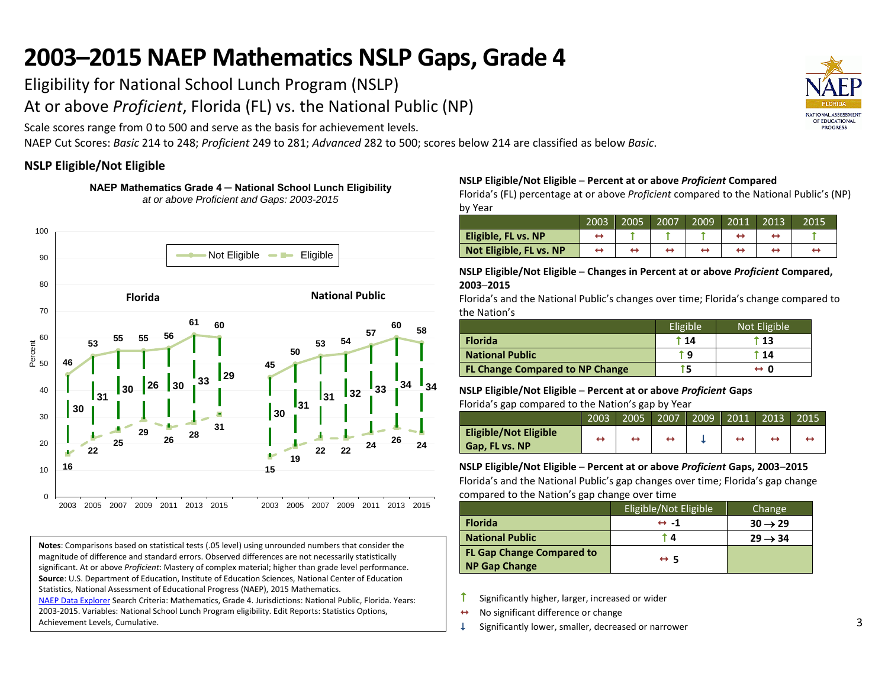# 2003–2015 NAEP Mathematics NSLP Gaps, Grade 4

Eligibility for National School Lunch Program (NSLP)

At or above *Proficient*, Florida (FL) vs. the National Public (NP)

Scale scores range from 0 to 500 and serve as the basis for achievement levels.

NAEP Cut Scores: *Basic* 214 to 248; *Proficient* 249 to 281; *Advanced* 282 to 500; scores below 214 are classified as below *Basic*.

### NSLP Eligible/Not Eligible

**NAEP Mathematics Grade 4 – National School Lunch Eligibility**
*at or above Proficient and Gaps: 2003-2015*

Not Eligible — Eligible

Florida

National Public

Percent

100
90
80
70
60
50
40
30
20
10
0

2003 2005 2007 2009 2011 2013 2015 2003 2005 2007 2009 2011 2013 2015

Florida: Not Eligible 46, 53, 55, 55, 56, 61, 60; Gaps 30, 31, 30, 26, 30, 33, 29; Eligible 16, 22, 25, 29, 26, 28, 31

National Public: Not Eligible 45, 50, 53, 54, 57, 60, 58; Gaps 30, 31, 31, 32, 33, 34, 34; Eligible 15, 19, 22, 22, 24, 26, 24

**NSLP Eligible/Not Eligible – Percent at or above *Proficient* Compared**

Florida's (FL) percentage at or above *Proficient* compared to the National Public's (NP) by Year

| | 2003 | 2005 | 2007 | 2009 | 2011 | 2013 | 2015 |
|---|---|---|---|---|---|---|---|
| **Eligible, FL vs. NP** | ↔ | ↑ | ↑ | ↑ | ↔ | ↔ | ↑ |
| **Not Eligible, FL vs. NP** | ↔ | ↔ | ↔ | ↔ | ↔ | ↔ | ↔ |

**NSLP Eligible/Not Eligible – Changes in Percent at or above *Proficient* Compared, 2003–2015**

Florida's and the National Public's changes over time; Florida's change compared to the Nation's

| | Eligible | Not Eligible |
|---|---|---|
| **Florida** | ↑ 14 | ↑ 13 |
| **National Public** | ↑ 9 | ↑ 14 |
| **FL Change Compared to NP Change** | ↑5 | ↔ 0 |

**NSLP Eligible/Not Eligible – Percent at or above *Proficient* Gaps**

Florida's gap compared to the Nation's gap by Year

| | 2003 | 2005 | 2007 | 2009 | 2011 | 2013 | 2015 |
|---|---|---|---|---|---|---|---|
| **Eligible/Not Eligible Gap, FL vs. NP** | ↔ | ↔ | ↔ | ↓ | ↔ | ↔ | ↔ |

**NSLP Eligible/Not Eligible – Percent at or above *Proficient* Gaps, 2003–2015**

Florida's and the National Public's gap changes over time; Florida's gap change compared to the Nation's gap change over time

| | Eligible/Not Eligible | Change |
|---|---|---|
| **Florida** | ↔ -1 | 30 → 29 |
| **National Public** | ↑ 4 | 29 → 34 |
| **FL Gap Change Compared to NP Gap Change** | ↔ 5 | |

↑ Significantly higher, larger, increased or wider
↔ No significant difference or change
↓ Significantly lower, smaller, decreased or narrower

**Notes**: Comparisons based on statistical tests (.05 level) using unrounded numbers that consider the magnitude of difference and standard errors. Observed differences are not necessarily statistically significant. At or above *Proficient*: Mastery of complex material; higher than grade level performance.
**Source**: U.S. Department of Education, Institute of Education Sciences, National Center of Education Statistics, National Assessment of Educational Progress (NAEP), 2015 Mathematics.
NAEP Data Explorer Search Criteria: Mathematics, Grade 4. Jurisdictions: National Public, Florida. Years: 2003-2015. Variables: National School Lunch Program eligibility. Edit Reports: Statistics Options, Achievement Levels, Cumulative.